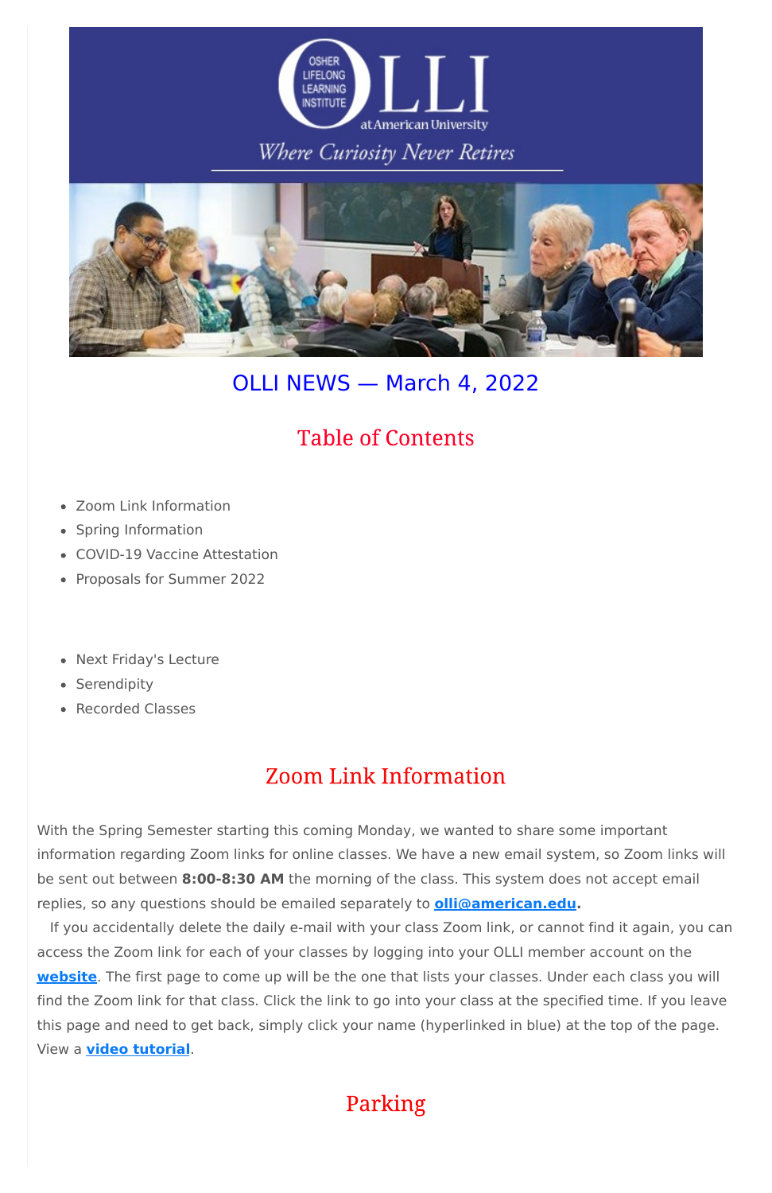# OLLI NEWS — March 4, 2022

## Table of Contents

- Zoom Link Information
- Spring Information
- COVID-19 Vaccine Attestation
- Proposals for Summer 2022

- Next Friday's Lecture
- Serendipity
- Recorded Classes

## Zoom Link Information

With the Spring Semester starting this coming Monday, we wanted to share some important information regarding Zoom links for online classes. We have a new email system, so Zoom links will be sent out between **8:00-8:30 AM** the morning of the class. This system does not accept email replies, so any questions should be emailed separately to **olli@american.edu.**

If you accidentally delete the daily e-mail with your class Zoom link, or cannot find it again, you can access the Zoom link for each of your classes by logging into your OLLI member account on the **website**. The first page to come up will be the one that lists your classes. Under each class you will find the Zoom link for that class. Click the link to go into your class at the specified time. If you leave this page and need to get back, simply click your name (hyperlinked in blue) at the top of the page. View a **video tutorial**.

## Parking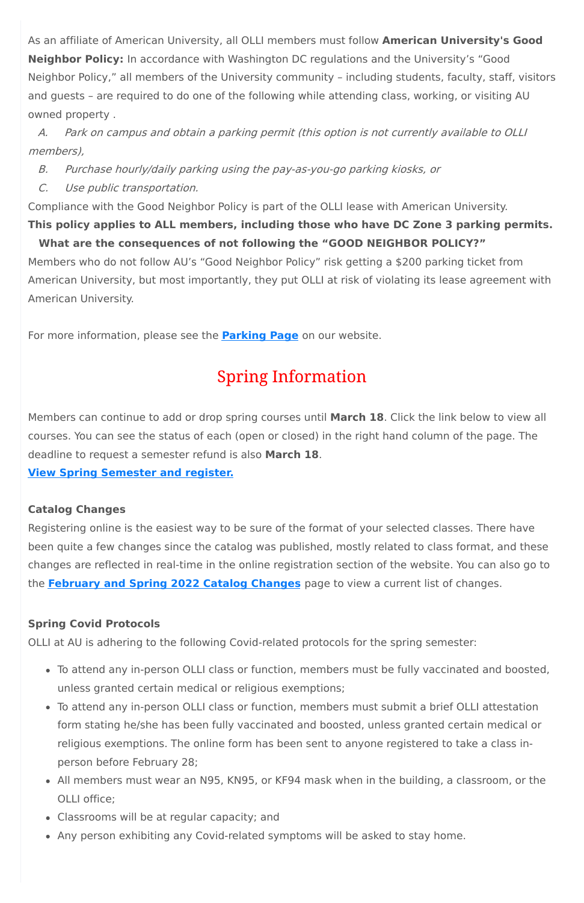As an affiliate of American University, all OLLI members must follow **American University's Good Neighbor Policy:** In accordance with Washington DC regulations and the University's "Good Neighbor Policy," all members of the University community – including students, faculty, staff, visitors and guests – are required to do one of the following while attending class, working, or visiting AU owned property .

*A. Park on campus and obtain a parking permit (this option is not currently available to OLLI members),*

*B. Purchase hourly/daily parking using the pay-as-you-go parking kiosks, or*

*C. Use public transportation.*

Compliance with the Good Neighbor Policy is part of the OLLI lease with American University.

**This policy applies to ALL members, including those who have DC Zone 3 parking permits.**

**What are the consequences of not following the "GOOD NEIGHBOR POLICY?"**

Members who do not follow AU's "Good Neighbor Policy" risk getting a $200 parking ticket from American University, but most importantly, they put OLLI at risk of violating its lease agreement with American University.

For more information, please see the **Parking Page** on our website.

## Spring Information

Members can continue to add or drop spring courses until **March 18**. Click the link below to view all courses. You can see the status of each (open or closed) in the right hand column of the page. The deadline to request a semester refund is also **March 18**.

**View Spring Semester and register.**

**Catalog Changes**

Registering online is the easiest way to be sure of the format of your selected classes. There have been quite a few changes since the catalog was published, mostly related to class format, and these changes are reflected in real-time in the online registration section of the website. You can also go to the **February and Spring 2022 Catalog Changes** page to view a current list of changes.

**Spring Covid Protocols**

OLLI at AU is adhering to the following Covid-related protocols for the spring semester:

- To attend any in-person OLLI class or function, members must be fully vaccinated and boosted, unless granted certain medical or religious exemptions;
- To attend any in-person OLLI class or function, members must submit a brief OLLI attestation form stating he/she has been fully vaccinated and boosted, unless granted certain medical or religious exemptions. The online form has been sent to anyone registered to take a class in-person before February 28;
- All members must wear an N95, KN95, or KF94 mask when in the building, a classroom, or the OLLI office;
- Classrooms will be at regular capacity; and
- Any person exhibiting any Covid-related symptoms will be asked to stay home.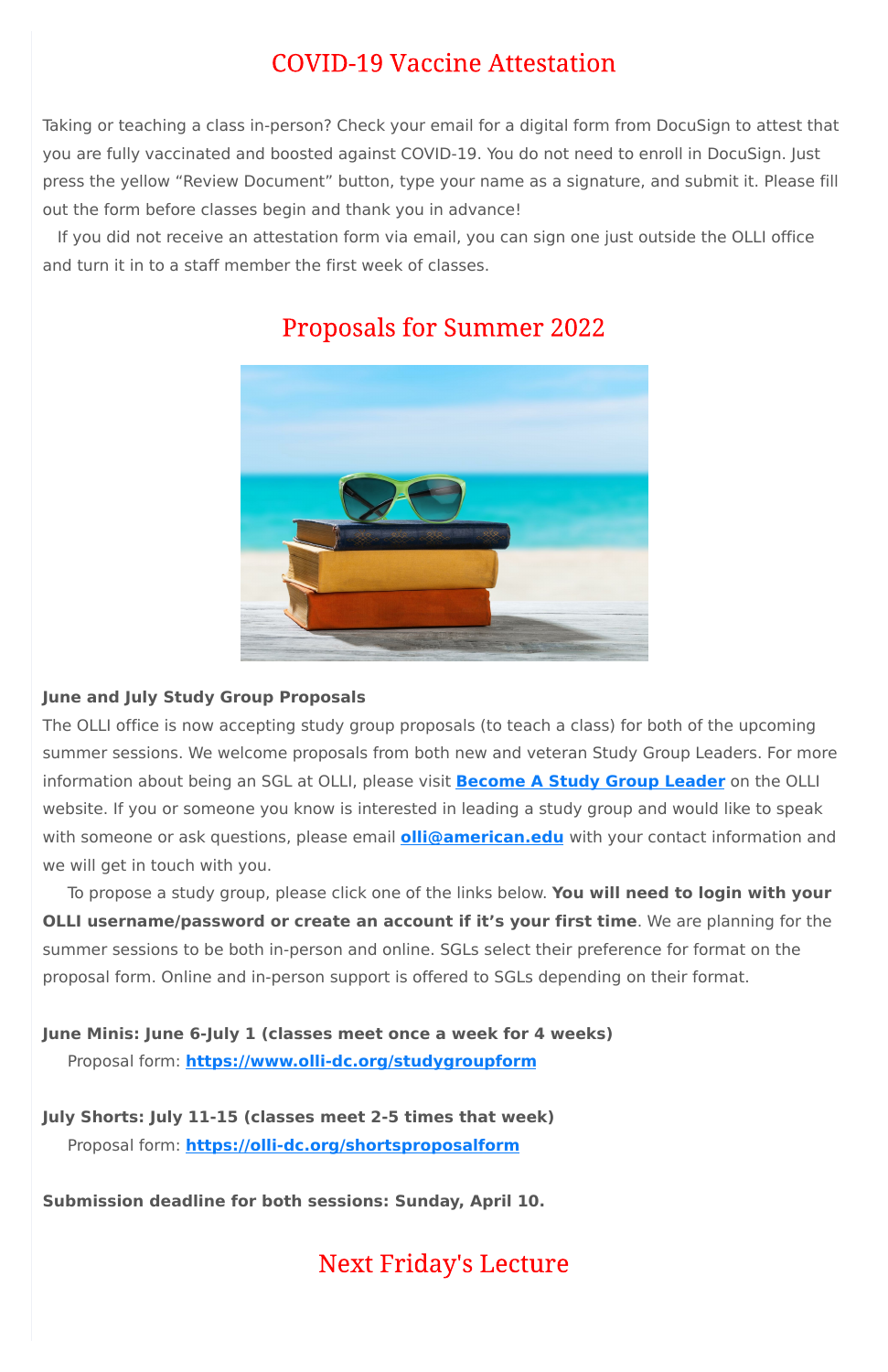## COVID-19 Vaccine Attestation

Taking or teaching a class in-person? Check your email for a digital form from DocuSign to attest that you are fully vaccinated and boosted against COVID-19. You do not need to enroll in DocuSign. Just press the yellow "Review Document" button, type your name as a signature, and submit it. Please fill out the form before classes begin and thank you in advance!

If you did not receive an attestation form via email, you can sign one just outside the OLLI office and turn it in to a staff member the first week of classes.

## Proposals for Summer 2022

**June and July Study Group Proposals**

The OLLI office is now accepting study group proposals (to teach a class) for both of the upcoming summer sessions. We welcome proposals from both new and veteran Study Group Leaders. For more information about being an SGL at OLLI, please visit **Become A Study Group Leader** on the OLLI website. If you or someone you know is interested in leading a study group and would like to speak with someone or ask questions, please email **olli@american.edu** with your contact information and we will get in touch with you.

To propose a study group, please click one of the links below. **You will need to login with your OLLI username/password or create an account if it's your first time**. We are planning for the summer sessions to be both in-person and online. SGLs select their preference for format on the proposal form. Online and in-person support is offered to SGLs depending on their format.

**June Minis: June 6-July 1 (classes meet once a week for 4 weeks)**

Proposal form: **https://www.olli-dc.org/studygroupform**

**July Shorts: July 11-15 (classes meet 2-5 times that week)**

Proposal form: **https://olli-dc.org/shortsproposalform**

**Submission deadline for both sessions: Sunday, April 10.**

## Next Friday's Lecture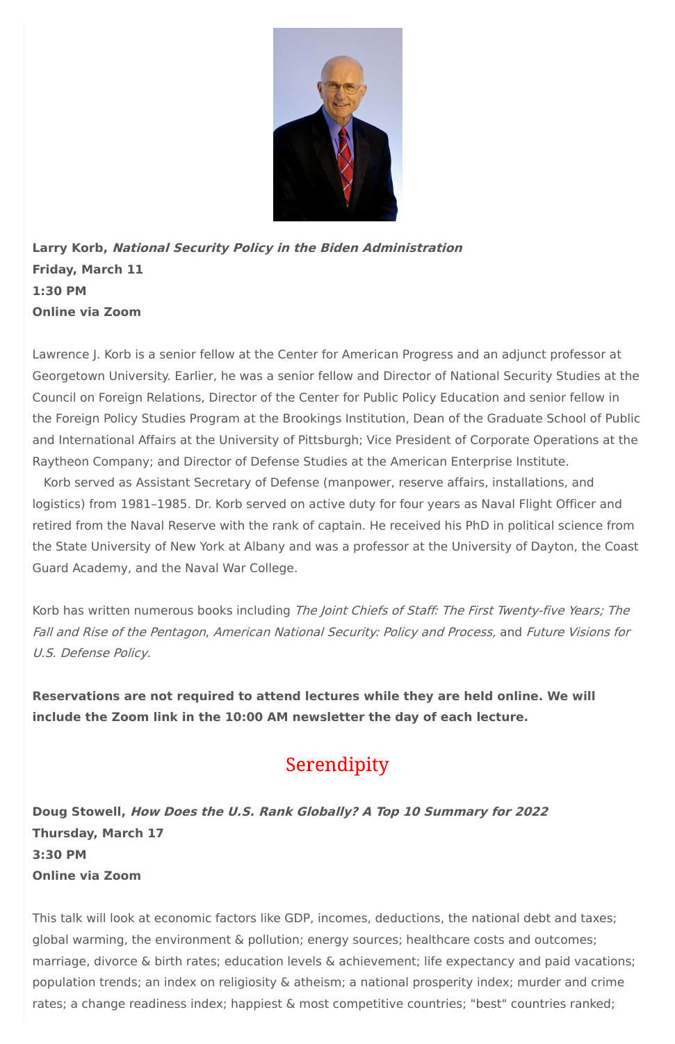**Larry Korb, *National Security Policy in the Biden Administration***
**Friday, March 11**
**1:30 PM**
**Online via Zoom**

Lawrence J. Korb is a senior fellow at the Center for American Progress and an adjunct professor at Georgetown University. Earlier, he was a senior fellow and Director of National Security Studies at the Council on Foreign Relations, Director of the Center for Public Policy Education and senior fellow in the Foreign Policy Studies Program at the Brookings Institution, Dean of the Graduate School of Public and International Affairs at the University of Pittsburgh; Vice President of Corporate Operations at the Raytheon Company; and Director of Defense Studies at the American Enterprise Institute.

Korb served as Assistant Secretary of Defense (manpower, reserve affairs, installations, and logistics) from 1981–1985. Dr. Korb served on active duty for four years as Naval Flight Officer and retired from the Naval Reserve with the rank of captain. He received his PhD in political science from the State University of New York at Albany and was a professor at the University of Dayton, the Coast Guard Academy, and the Naval War College.

Korb has written numerous books including *The Joint Chiefs of Staff: The First Twenty-five Years; The Fall and Rise of the Pentagon*, *American National Security: Policy and Process,* and *Future Visions for U.S. Defense Policy*.

**Reservations are not required to attend lectures while they are held online. We will include the Zoom link in the 10:00 AM newsletter the day of each lecture.**

## Serendipity

**Doug Stowell, *How Does the U.S. Rank Globally? A Top 10 Summary for 2022***
**Thursday, March 17**
**3:30 PM**
**Online via Zoom**

This talk will look at economic factors like GDP, incomes, deductions, the national debt and taxes; global warming, the environment & pollution; energy sources; healthcare costs and outcomes; marriage, divorce & birth rates; education levels & achievement; life expectancy and paid vacations; population trends; an index on religiosity & atheism; a national prosperity index; murder and crime rates; a change readiness index; happiest & most competitive countries; "best" countries ranked;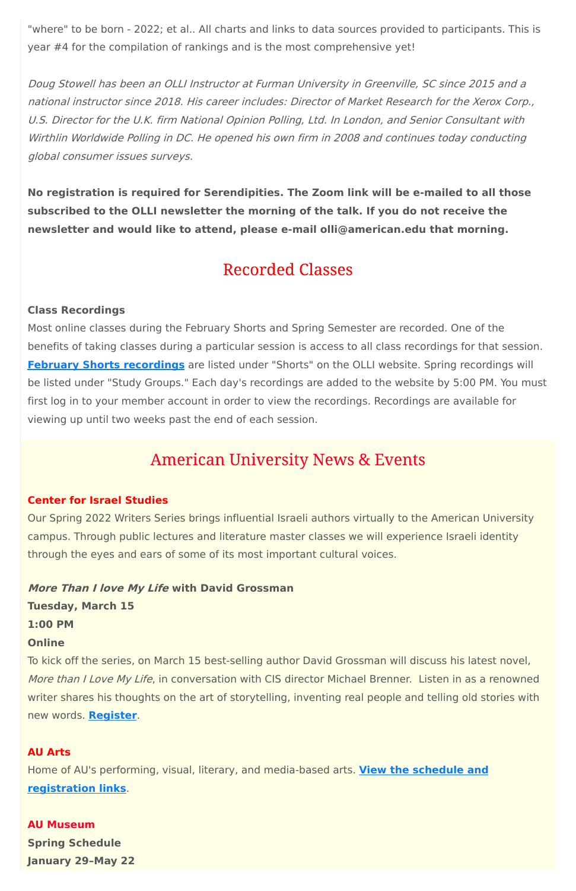"where" to be born - 2022; et al.. All charts and links to data sources provided to participants. This is year #4 for the compilation of rankings and is the most comprehensive yet!

*Doug Stowell has been an OLLI Instructor at Furman University in Greenville, SC since 2015 and a national instructor since 2018. His career includes: Director of Market Research for the Xerox Corp., U.S. Director for the U.K. firm National Opinion Polling, Ltd. In London, and Senior Consultant with Wirthlin Worldwide Polling in DC. He opened his own firm in 2008 and continues today conducting global consumer issues surveys.*

**No registration is required for Serendipities. The Zoom link will be e-mailed to all those subscribed to the OLLI newsletter the morning of the talk. If you do not receive the newsletter and would like to attend, please e-mail olli@american.edu that morning.**

## Recorded Classes

**Class Recordings**
Most online classes during the February Shorts and Spring Semester are recorded. One of the benefits of taking classes during a particular session is access to all class recordings for that session. **February Shorts recordings** are listed under "Shorts" on the OLLI website. Spring recordings will be listed under "Study Groups." Each day's recordings are added to the website by 5:00 PM. You must first log in to your member account in order to view the recordings. Recordings are available for viewing up until two weeks past the end of each session.

## American University News & Events

**Center for Israel Studies**
Our Spring 2022 Writers Series brings influential Israeli authors virtually to the American University campus. Through public lectures and literature master classes we will experience Israeli identity through the eyes and ears of some of its most important cultural voices.

***More Than I love My Life* with David Grossman**
**Tuesday, March 15**
**1:00 PM**
**Online**
To kick off the series, on March 15 best-selling author David Grossman will discuss his latest novel, *More than I Love My Life*, in conversation with CIS director Michael Brenner. Listen in as a renowned writer shares his thoughts on the art of storytelling, inventing real people and telling old stories with new words. **Register**.

**AU Arts**
Home of AU's performing, visual, literary, and media-based arts. **View the schedule and registration links**.

**AU Museum**
**Spring Schedule**
**January 29–May 22**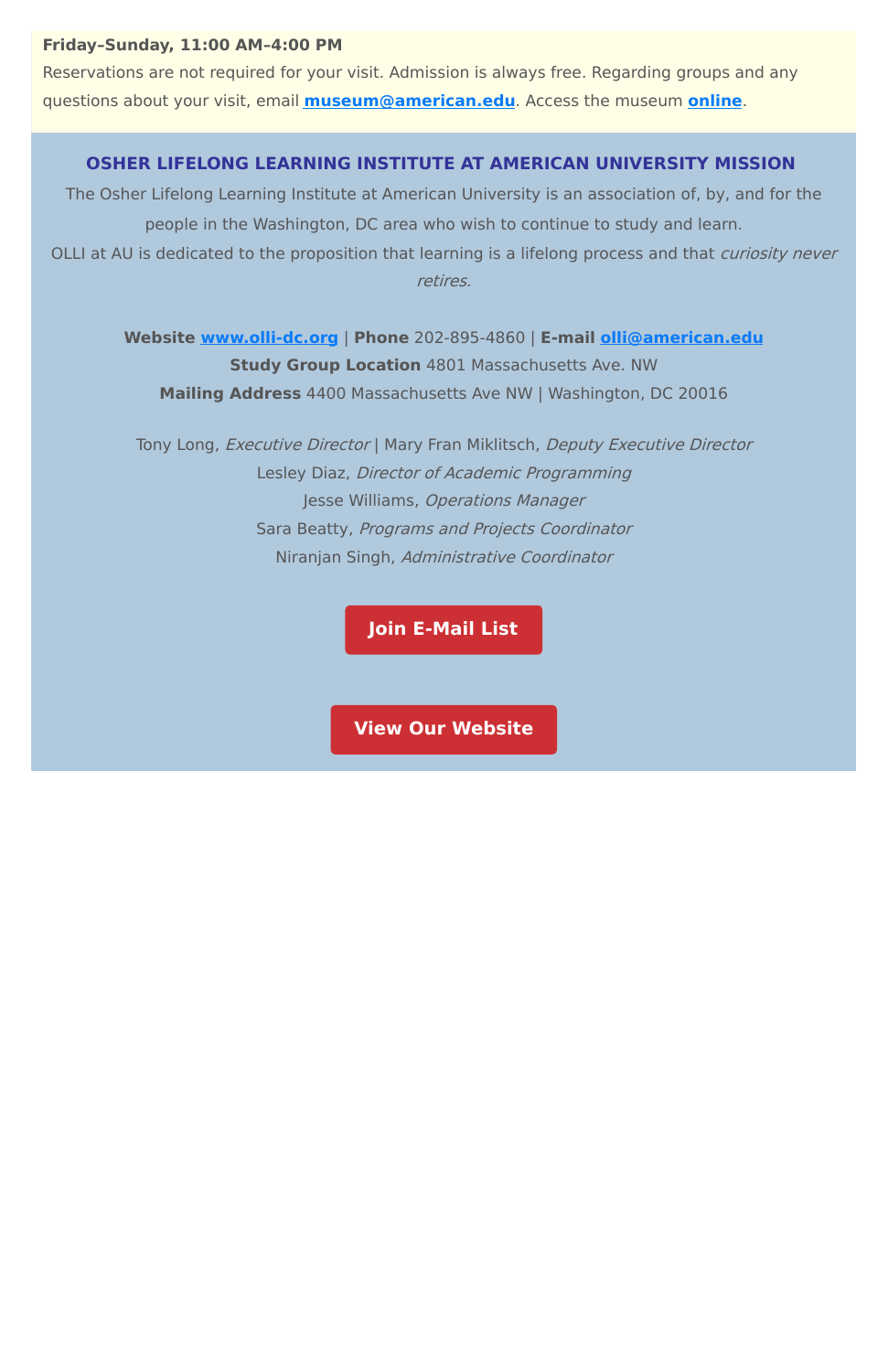**Friday–Sunday, 11:00 AM–4:00 PM**

Reservations are not required for your visit. Admission is always free. Regarding groups and any questions about your visit, email **museum@american.edu**. Access the museum **online**.

## OSHER LIFELONG LEARNING INSTITUTE AT AMERICAN UNIVERSITY MISSION

The Osher Lifelong Learning Institute at American University is an association of, by, and for the people in the Washington, DC area who wish to continue to study and learn.

OLLI at AU is dedicated to the proposition that learning is a lifelong process and that *curiosity never retires.*

**Website** www.olli-dc.org | **Phone** 202-895-4860 | **E-mail** olli@american.edu

**Study Group Location** 4801 Massachusetts Ave. NW

**Mailing Address** 4400 Massachusetts Ave NW | Washington, DC 20016

Tony Long, *Executive Director* | Mary Fran Miklitsch, *Deputy Executive Director*

Lesley Diaz, *Director of Academic Programming*

Jesse Williams, *Operations Manager*

Sara Beatty, *Programs and Projects Coordinator*

Niranjan Singh, *Administrative Coordinator*

**Join E-Mail List**

**View Our Website**